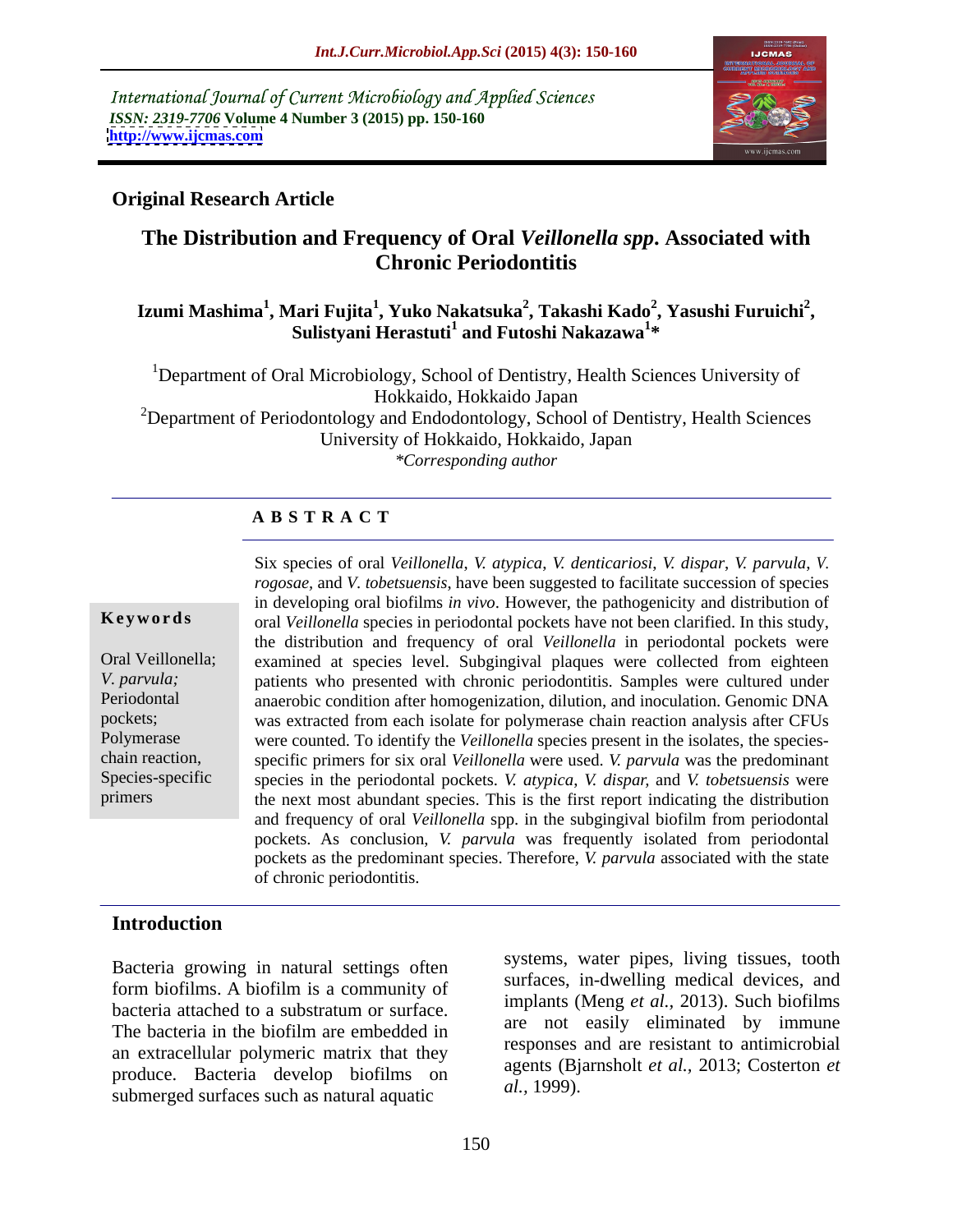International Journal of Current Microbiology and Applied Sciences
*ISSN: 2319-7706* **Volume 4 Number 3 (2015) pp. 150-160**
**http://www.ijcmas.com**

**Original Research Article**

# The Distribution and Frequency of Oral *Veillonella spp*. Associated with Chronic Periodontitis

**Izumi Mashima[1], Mari Fujita[1], Yuko Nakatsuka[2], Takashi Kado[2], Yasushi Furuichi[2], Sulistyani Herastuti[1] and Futoshi Nakazawa[1]\***

[1]Department of Oral Microbiology, School of Dentistry, Health Sciences University of Hokkaido, Hokkaido Japan

[2]Department of Periodontology and Endodontology, School of Dentistry, Health Sciences University of Hokkaido, Hokkaido, Japan

*\*Corresponding author*

## A B S T R A C T

**Keywords**

Oral Veillonella; *V. parvula;* Periodontal pockets; Polymerase chain reaction, Species-specific primers

Six species of oral *Veillonella*, *V. atypica*, *V. denticariosi*, *V. dispar*, *V. parvula*, *V. rogosae*, and *V. tobetsuensis*, have been suggested to facilitate succession of species in developing oral biofilms *in vivo*. However, the pathogenicity and distribution of oral *Veillonella* species in periodontal pockets have not been clarified. In this study, the distribution and frequency of oral *Veillonella* in periodontal pockets were examined at species level. Subgingival plaques were collected from eighteen patients who presented with chronic periodontitis. Samples were cultured under anaerobic condition after homogenization, dilution, and inoculation. Genomic DNA was extracted from each isolate for polymerase chain reaction analysis after CFUs were counted. To identify the *Veillonella* species present in the isolates, the species-specific primers for six oral *Veillonella* were used. *V. parvula* was the predominant species in the periodontal pockets. *V. atypica*, *V. dispar,* and *V. tobetsuensis* were the next most abundant species. This is the first report indicating the distribution and frequency of oral *Veillonella* spp. in the subgingival biofilm from periodontal pockets. As conclusion, *V. parvula* was frequently isolated from periodontal pockets as the predominant species. Therefore, *V. parvula* associated with the state of chronic periodontitis.

## Introduction

Bacteria growing in natural settings often form biofilms. A biofilm is a community of bacteria attached to a substratum or surface. The bacteria in the biofilm are embedded in an extracellular polymeric matrix that they produce. Bacteria develop biofilms on submerged surfaces such as natural aquatic systems, water pipes, living tissues, tooth surfaces, in-dwelling medical devices, and implants (Meng *et al.*, 2013). Such biofilms are not easily eliminated by immune responses and are resistant to antimicrobial agents (Bjarnsholt *et al.*, 2013; Costerton *et al.,* 1999).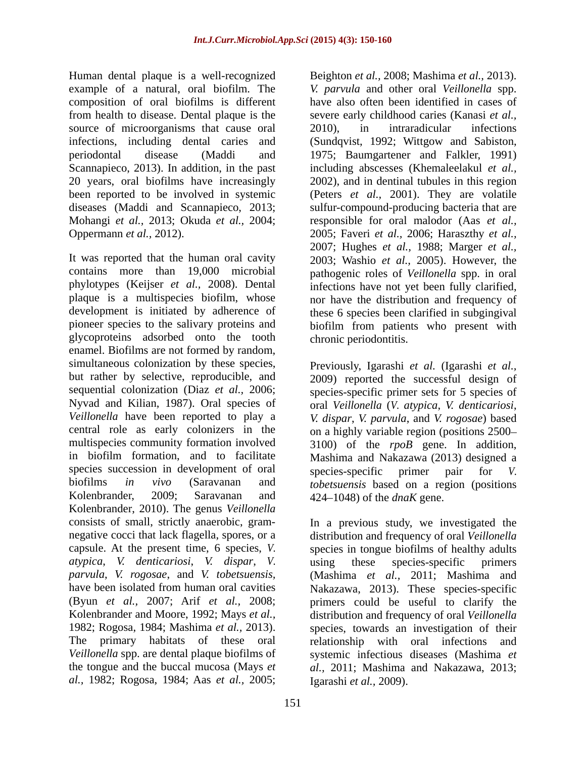Human dental plaque is a well-recognized example of a natural, oral biofilm. The composition of oral biofilms is different from health to disease. Dental plaque is the source of microorganisms that cause oral infections, including dental caries and periodontal disease (Maddi and Scannapieco, 2013). In addition, in the past 20 years, oral biofilms have increasingly been reported to be involved in systemic diseases (Maddi and Scannapieco, 2013; Mohangi *et al.,* 2013; Okuda *et al.,* 2004; Oppermann *et al.,* 2012).

It was reported that the human oral cavity contains more than 19,000 microbial phylotypes (Keijser *et al.,* 2008). Dental plaque is a multispecies biofilm, whose development is initiated by adherence of pioneer species to the salivary proteins and glycoproteins adsorbed onto the tooth enamel. Biofilms are not formed by random, simultaneous colonization by these species, but rather by selective, reproducible, and sequential colonization (Diaz *et al.,* 2006; Nyvad and Kilian, 1987). Oral species of *Veillonella* have been reported to play a central role as early colonizers in the multispecies community formation involved in biofilm formation, and to facilitate species succession in development of oral biofilms *in vivo* (Saravanan and Kolenbrander, 2009; Saravanan and Kolenbrander, 2010). The genus *Veillonella* consists of small, strictly anaerobic, gram-negative cocci that lack flagella, spores, or a capsule. At the present time, 6 species, *V. atypica*, *V. denticariosi*, *V. dispar*, *V. parvula*, *V. rogosae*, and *V. tobetsuensis*, have been isolated from human oral cavities (Byun *et al.,* 2007; Arif *et al.,* 2008; Kolenbrander and Moore, 1992; Mays *et al.,* 1982; Rogosa, 1984; Mashima *et al.,* 2013). The primary habitats of these oral *Veillonella* spp. are dental plaque biofilms of the tongue and the buccal mucosa (Mays *et al.,* 1982; Rogosa, 1984; Aas *et al.,* 2005; Beighton *et al.,* 2008; Mashima *et al.,* 2013). *V. parvula* and other oral *Veillonella* spp. have also often been identified in cases of severe early childhood caries (Kanasi *et al.,* 2010), in intraradicular infections (Sundqvist, 1992; Wittgow and Sabiston, 1975; Baumgartener and Falkler, 1991) including abscesses (Khemaleelakul *et al.,* 2002), and in dentinal tubules in this region (Peters *et al.,* 2001). They are volatile sulfur-compound-producing bacteria that are responsible for oral malodor (Aas *et al.,* 2005; Faveri *et al.,* 2006; Haraszthy *et al.,* 2007; Hughes *et al.,* 1988; Marger *et al.,* 2003; Washio *et al.,* 2005). However, the pathogenic roles of *Veillonella* spp. in oral infections have not yet been fully clarified, nor have the distribution and frequency of these 6 species been clarified in subgingival biofilm from patients who present with chronic periodontitis.

Previously, Igarashi *et al.* (Igarashi *et al.,* 2009) reported the successful design of species-specific primer sets for 5 species of oral *Veillonella* (*V. atypica*, *V. denticariosi*, *V. dispar*, *V. parvula*, and *V. rogosae*) based on a highly variable region (positions 2500–3100) of the *rpoB* gene. In addition, Mashima and Nakazawa (2013) designed a species-specific primer pair for *V. tobetsuensis* based on a region (positions 424–1048) of the *dnaK* gene.

In a previous study, we investigated the distribution and frequency of oral *Veillonella* species in tongue biofilms of healthy adults using these species-specific primers (Mashima *et al.,* 2011; Mashima and Nakazawa, 2013). These species-specific primers could be useful to clarify the distribution and frequency of oral *Veillonella* species, towards an investigation of their relationship with oral infections and systemic infectious diseases (Mashima *et al.,* 2011; Mashima and Nakazawa, 2013; Igarashi *et al.,* 2009).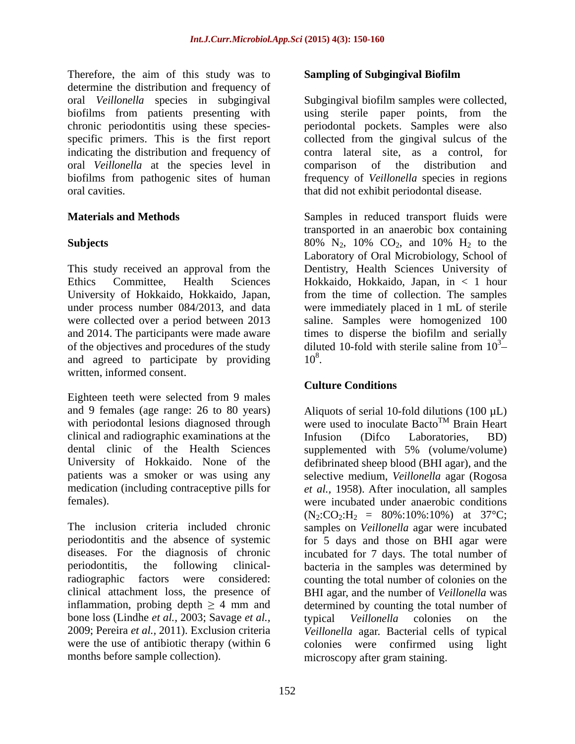Therefore, the aim of this study was to determine the distribution and frequency of oral *Veillonella* species in subgingival biofilms from patients presenting with chronic periodontitis using these species-specific primers. This is the first report indicating the distribution and frequency of oral *Veillonella* at the species level in biofilms from pathogenic sites of human oral cavities.

## Materials and Methods

### Subjects

This study received an approval from the Ethics Committee, Health Sciences University of Hokkaido, Hokkaido, Japan, under process number 084/2013, and data were collected over a period between 2013 and 2014. The participants were made aware of the objectives and procedures of the study and agreed to participate by providing written, informed consent.

Eighteen teeth were selected from 9 males and 9 females (age range: 26 to 80 years) with periodontal lesions diagnosed through clinical and radiographic examinations at the dental clinic of the Health Sciences University of Hokkaido. None of the patients was a smoker or was using any medication (including contraceptive pills for females).

The inclusion criteria included chronic periodontitis and the absence of systemic diseases. For the diagnosis of chronic periodontitis, the following clinical-radiographic factors were considered: clinical attachment loss, the presence of inflammation, probing depth ≥ 4 mm and bone loss (Lindhe *et al.*, 2003; Savage *et al.*, 2009; Pereira *et al.*, 2011). Exclusion criteria were the use of antibiotic therapy (within 6 months before sample collection).

### Sampling of Subgingival Biofilm

Subgingival biofilm samples were collected, using sterile paper points, from the periodontal pockets. Samples were also collected from the gingival sulcus of the contra lateral site, as a control, for comparison of the distribution and frequency of *Veillonella* species in regions that did not exhibit periodontal disease.

Samples in reduced transport fluids were transported in an anaerobic box containing 80% $N_2$, 10% $CO_2$, and 10% $H_2$ to the Laboratory of Oral Microbiology, School of Dentistry, Health Sciences University of Hokkaido, Hokkaido, Japan, in < 1 hour from the time of collection. The samples were immediately placed in 1 mL of sterile saline. Samples were homogenized 100 times to disperse the biofilm and serially diluted 10-fold with sterile saline from $10^3$–$10^8$.

### Culture Conditions

Aliquots of serial 10-fold dilutions (100 µL) were used to inoculate Bacto™ Brain Heart Infusion (Difco Laboratories, BD) supplemented with 5% (volume/volume) defibrinated sheep blood (BHI agar), and the selective medium, *Veillonella* agar (Rogosa *et al.*, 1958). After inoculation, all samples were incubated under anaerobic conditions ($N_2$:$CO_2$:$H_2$ = 80%:10%:10%) at 37°C; samples on *Veillonella* agar were incubated for 5 days and those on BHI agar were incubated for 7 days. The total number of bacteria in the samples was determined by counting the total number of colonies on the BHI agar, and the number of *Veillonella* was determined by counting the total number of typical *Veillonella* colonies on the *Veillonella* agar. Bacterial cells of typical colonies were confirmed using light microscopy after gram staining.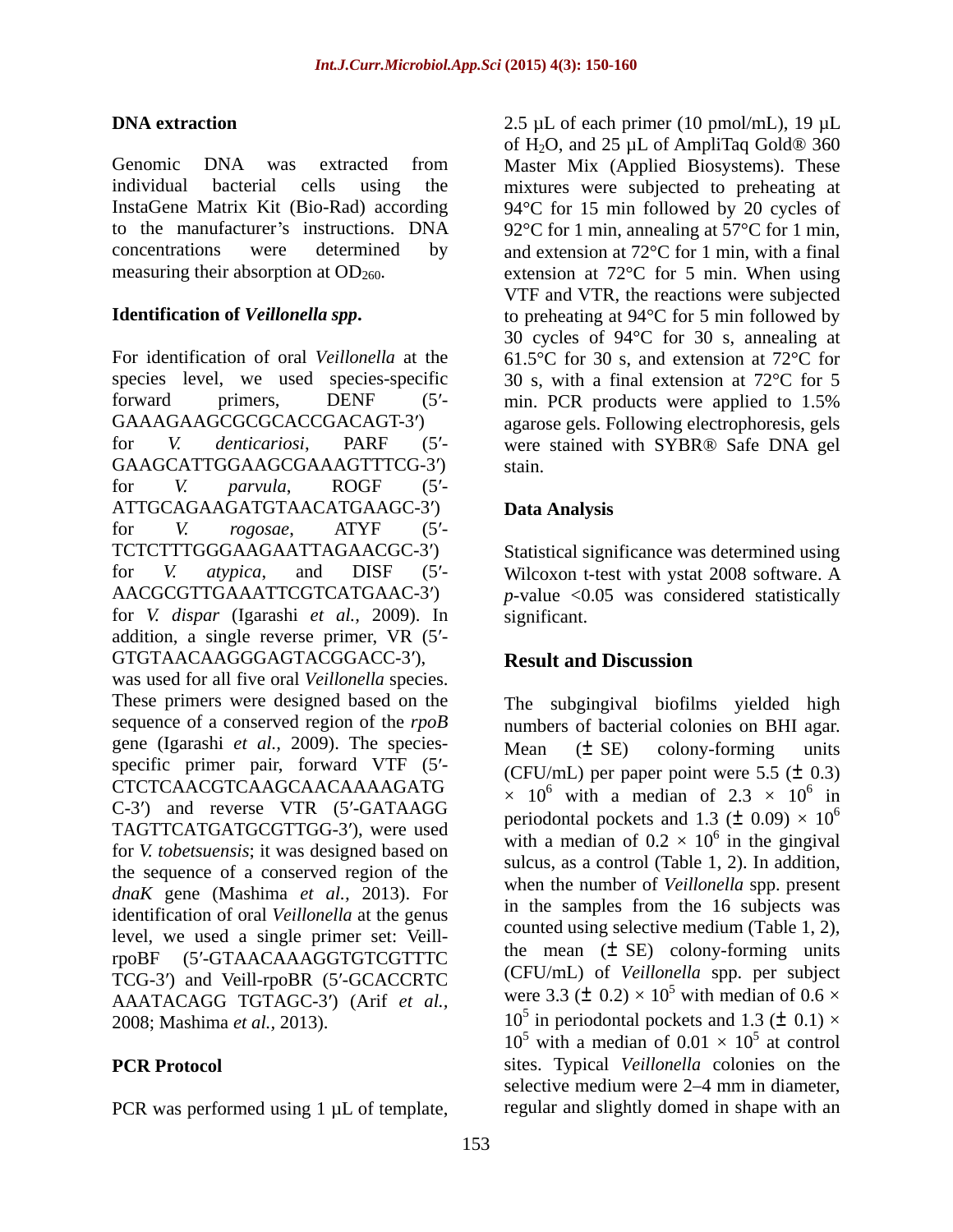### DNA extraction

Genomic DNA was extracted from individual bacterial cells using the InstaGene Matrix Kit (Bio-Rad) according to the manufacturer's instructions. DNA concentrations were determined by measuring their absorption at $OD_{260}$.

### Identification of *Veillonella spp.*

For identification of oral *Veillonella* at the species level, we used species-specific forward primers, DENF (5′-GAAAGAAGCGCGCACCGACAGT-3′) for *V. denticariosi*, PARF (5′-GAAGCATTGGAAGCGAAAGTTTCG-3′) for *V. parvula*, ROGF (5′-ATTGCAGAAGATGTAACATGAAGC-3′) for *V. rogosae*, ATYF (5′-TCTCTTTGGGAAGAATTAGAACGC-3′) for *V. atypica*, and DISF (5′-AACGCGTTGAAATTCGTCATGAAC-3′) for *V. dispar* (Igarashi *et al.,* 2009). In addition, a single reverse primer, VR (5′-GTGTAACAAGGGAGTACGGACC-3′), was used for all five oral *Veillonella* species. These primers were designed based on the sequence of a conserved region of the *rpoB* gene (Igarashi *et al.,* 2009). The species-specific primer pair, forward VTF (5′-CTCTCAACGTCAAGCAACAAAAGATGC-3′) and reverse VTR (5′-GATAAGGTAGTTCATGATGCGTTGG-3′), were used for *V. tobetsuensis*; it was designed based on the sequence of a conserved region of the *dnaK* gene (Mashima *et al.,* 2013). For identification of oral *Veillonella* at the genus level, we used a single primer set: Veill-rpoBF (5′-GTAACAAAGGTGTCGTTTCTCG-3′) and Veill-rpoBR (5′-GCACCRTCAAATACAGG TGTAGC-3′) (Arif *et al.,* 2008; Mashima *et al.,* 2013).

### PCR Protocol

PCR was performed using 1 µL of template, 2.5 µL of each primer (10 pmol/mL), 19 µL of $H_2O$, and 25 µL of AmpliTaq Gold® 360 Master Mix (Applied Biosystems). These mixtures were subjected to preheating at 94°C for 15 min followed by 20 cycles of 92°C for 1 min, annealing at 57°C for 1 min, and extension at 72°C for 1 min, with a final extension at 72°C for 5 min. When using VTF and VTR, the reactions were subjected to preheating at 94°C for 5 min followed by 30 cycles of 94°C for 30 s, annealing at 61.5°C for 30 s, and extension at 72°C for 30 s, with a final extension at 72°C for 5 min. PCR products were applied to 1.5% agarose gels. Following electrophoresis, gels were stained with SYBR® Safe DNA gel stain.

### Data Analysis

Statistical significance was determined using Wilcoxon t-test with ystat 2008 software. A $p$-value <0.05 was considered statistically significant.

## Result and Discussion

The subgingival biofilms yielded high numbers of bacterial colonies on BHI agar. Mean (± SE) colony-forming units (CFU/mL) per paper point were 5.5 (± 0.3) $\times 10^6$ with a median of $2.3 \times 10^6$ in periodontal pockets and 1.3 (± 0.09) $\times 10^6$ with a median of $0.2 \times 10^6$ in the gingival sulcus, as a control (Table 1, 2). In addition, when the number of *Veillonella* spp. present in the samples from the 16 subjects was counted using selective medium (Table 1, 2), the mean (± SE) colony-forming units (CFU/mL) of *Veillonella* spp. per subject were 3.3 (± 0.2) $\times 10^5$ with median of $0.6 \times 10^5$ in periodontal pockets and 1.3 (± 0.1) $\times 10^5$ with a median of $0.01 \times 10^5$ at control sites. Typical *Veillonella* colonies on the selective medium were 2–4 mm in diameter, regular and slightly domed in shape with an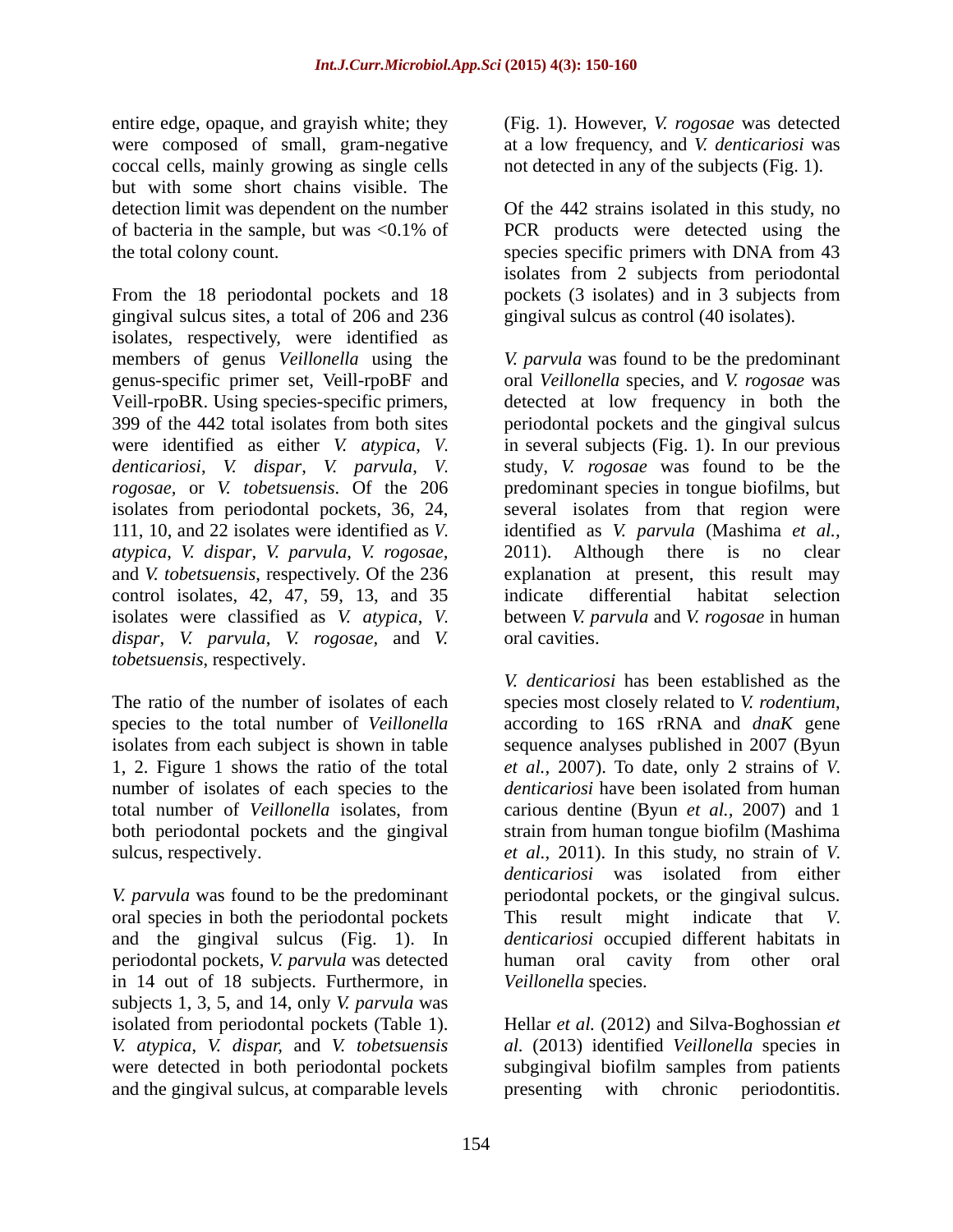entire edge, opaque, and grayish white; they were composed of small, gram-negative coccal cells, mainly growing as single cells but with some short chains visible. The detection limit was dependent on the number of bacteria in the sample, but was <0.1% of the total colony count.

From the 18 periodontal pockets and 18 gingival sulcus sites, a total of 206 and 236 isolates, respectively, were identified as members of genus *Veillonella* using the genus-specific primer set, Veill-rpoBF and Veill-rpoBR. Using species-specific primers, 399 of the 442 total isolates from both sites were identified as either *V. atypica*, *V. denticariosi*, *V. dispar*, *V. parvula*, *V. rogosae*, or *V. tobetsuensis*. Of the 206 isolates from periodontal pockets, 36, 24, 111, 10, and 22 isolates were identified as *V. atypica*, *V. dispar*, *V. parvula*, *V. rogosae*, and *V. tobetsuensis*, respectively. Of the 236 control isolates, 42, 47, 59, 13, and 35 isolates were classified as *V. atypica*, *V. dispar*, *V. parvula*, *V. rogosae*, and *V. tobetsuensis*, respectively.

The ratio of the number of isolates of each species to the total number of *Veillonella* isolates from each subject is shown in table 1, 2. Figure 1 shows the ratio of the total number of isolates of each species to the total number of *Veillonella* isolates, from both periodontal pockets and the gingival sulcus, respectively.

*V. parvula* was found to be the predominant oral species in both the periodontal pockets and the gingival sulcus (Fig. 1). In periodontal pockets, *V. parvula* was detected in 14 out of 18 subjects. Furthermore, in subjects 1, 3, 5, and 14, only *V. parvula* was isolated from periodontal pockets (Table 1). *V. atypica*, *V. dispar*, and *V. tobetsuensis* were detected in both periodontal pockets and the gingival sulcus, at comparable levels (Fig. 1). However, *V. rogosae* was detected at a low frequency, and *V. denticariosi* was not detected in any of the subjects (Fig. 1).

Of the 442 strains isolated in this study, no PCR products were detected using the species specific primers with DNA from 43 isolates from 2 subjects from periodontal pockets (3 isolates) and in 3 subjects from gingival sulcus as control (40 isolates).

*V. parvula* was found to be the predominant oral *Veillonella* species, and *V. rogosae* was detected at low frequency in both the periodontal pockets and the gingival sulcus in several subjects (Fig. 1). In our previous study, *V. rogosae* was found to be the predominant species in tongue biofilms, but several isolates from that region were identified as *V. parvula* (Mashima *et al.*, 2011). Although there is no clear explanation at present, this result may indicate differential habitat selection between *V. parvula* and *V. rogosae* in human oral cavities.

*V. denticariosi* has been established as the species most closely related to *V. rodentium*, according to 16S rRNA and *dnaK* gene sequence analyses published in 2007 (Byun *et al.*, 2007). To date, only 2 strains of *V. denticariosi* have been isolated from human carious dentine (Byun *et al.*, 2007) and 1 strain from human tongue biofilm (Mashima *et al.*, 2011). In this study, no strain of *V. denticariosi* was isolated from either periodontal pockets, or the gingival sulcus. This result might indicate that *V. denticariosi* occupied different habitats in human oral cavity from other oral *Veillonella* species.

Hellar *et al.* (2012) and Silva-Boghossian *et al.* (2013) identified *Veillonella* species in subgingival biofilm samples from patients presenting with chronic periodontitis.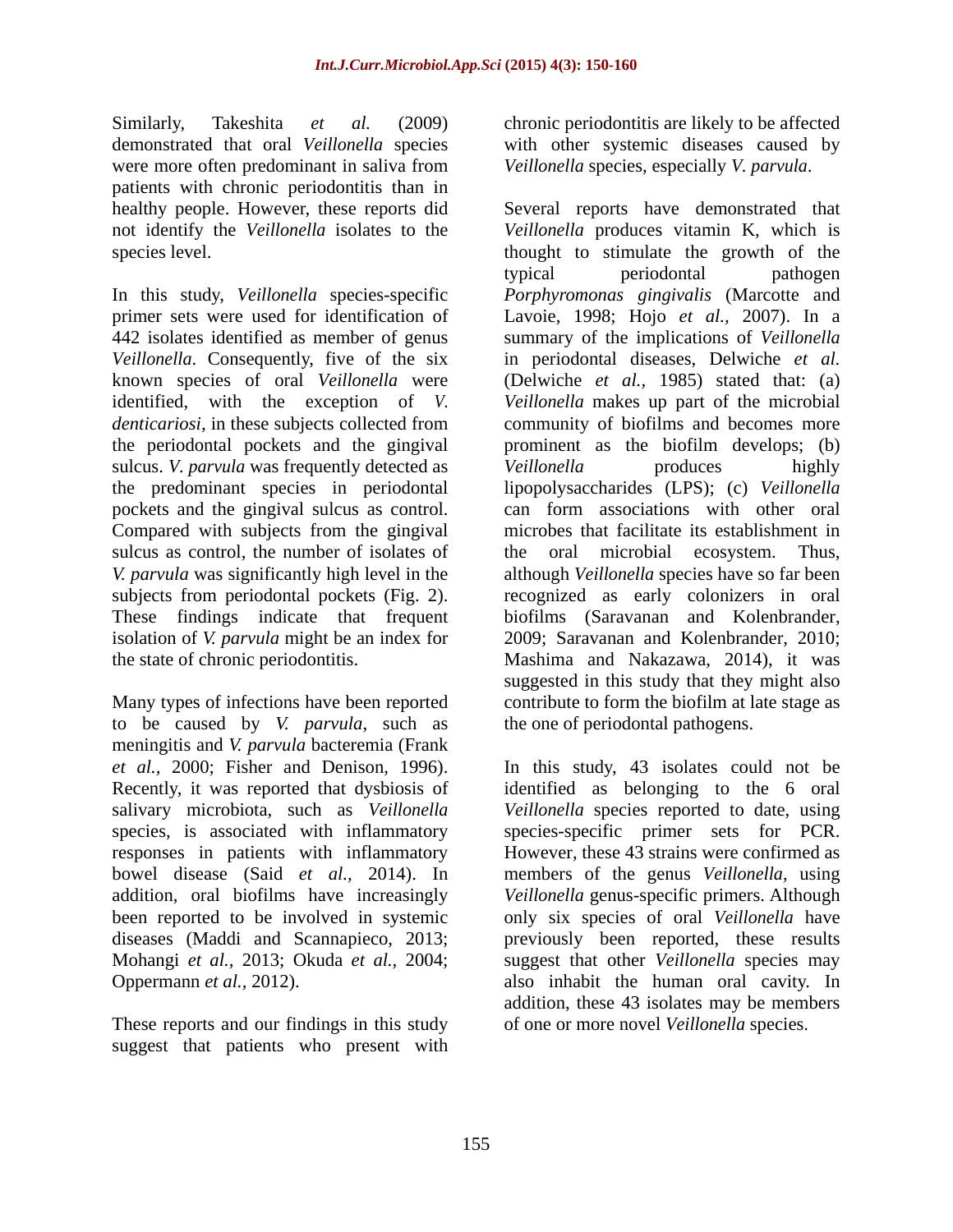Similarly, Takeshita *et al.* (2009) demonstrated that oral *Veillonella* species were more often predominant in saliva from patients with chronic periodontitis than in healthy people. However, these reports did not identify the *Veillonella* isolates to the species level.

In this study, *Veillonella* species-specific primer sets were used for identification of 442 isolates identified as member of genus *Veillonella*. Consequently, five of the six known species of oral *Veillonella* were identified, with the exception of *V. denticariosi*, in these subjects collected from the periodontal pockets and the gingival sulcus. *V. parvula* was frequently detected as the predominant species in periodontal pockets and the gingival sulcus as control. Compared with subjects from the gingival sulcus as control, the number of isolates of *V. parvula* was significantly high level in the subjects from periodontal pockets (Fig. 2). These findings indicate that frequent isolation of *V. parvula* might be an index for the state of chronic periodontitis.

Many types of infections have been reported to be caused by *V. parvula*, such as meningitis and *V. parvula* bacteremia (Frank *et al.*, 2000; Fisher and Denison, 1996). Recently, it was reported that dysbiosis of salivary microbiota, such as *Veillonella* species, is associated with inflammatory responses in patients with inflammatory bowel disease (Said *et al.*, 2014). In addition, oral biofilms have increasingly been reported to be involved in systemic diseases (Maddi and Scannapieco, 2013; Mohangi *et al.*, 2013; Okuda *et al.*, 2004; Oppermann *et al.*, 2012).

These reports and our findings in this study suggest that patients who present with chronic periodontitis are likely to be affected with other systemic diseases caused by *Veillonella* species, especially *V. parvula*.

Several reports have demonstrated that *Veillonella* produces vitamin K, which is thought to stimulate the growth of the typical periodontal pathogen *Porphyromonas gingivalis* (Marcotte and Lavoie, 1998; Hojo *et al.*, 2007). In a summary of the implications of *Veillonella* in periodontal diseases, Delwiche *et al.* (Delwiche *et al.*, 1985) stated that: (a) *Veillonella* makes up part of the microbial community of biofilms and becomes more prominent as the biofilm develops; (b) *Veillonella* produces highly lipopolysaccharides (LPS); (c) *Veillonella* can form associations with other oral microbes that facilitate its establishment in the oral microbial ecosystem. Thus, although *Veillonella* species have so far been recognized as early colonizers in oral biofilms (Saravanan and Kolenbrander, 2009; Saravanan and Kolenbrander, 2010; Mashima and Nakazawa, 2014), it was suggested in this study that they might also contribute to form the biofilm at late stage as the one of periodontal pathogens.

In this study, 43 isolates could not be identified as belonging to the 6 oral *Veillonella* species reported to date, using species-specific primer sets for PCR. However, these 43 strains were confirmed as members of the genus *Veillonella*, using *Veillonella* genus-specific primers. Although only six species of oral *Veillonella* have previously been reported, these results suggest that other *Veillonella* species may also inhabit the human oral cavity. In addition, these 43 isolates may be members of one or more novel *Veillonella* species.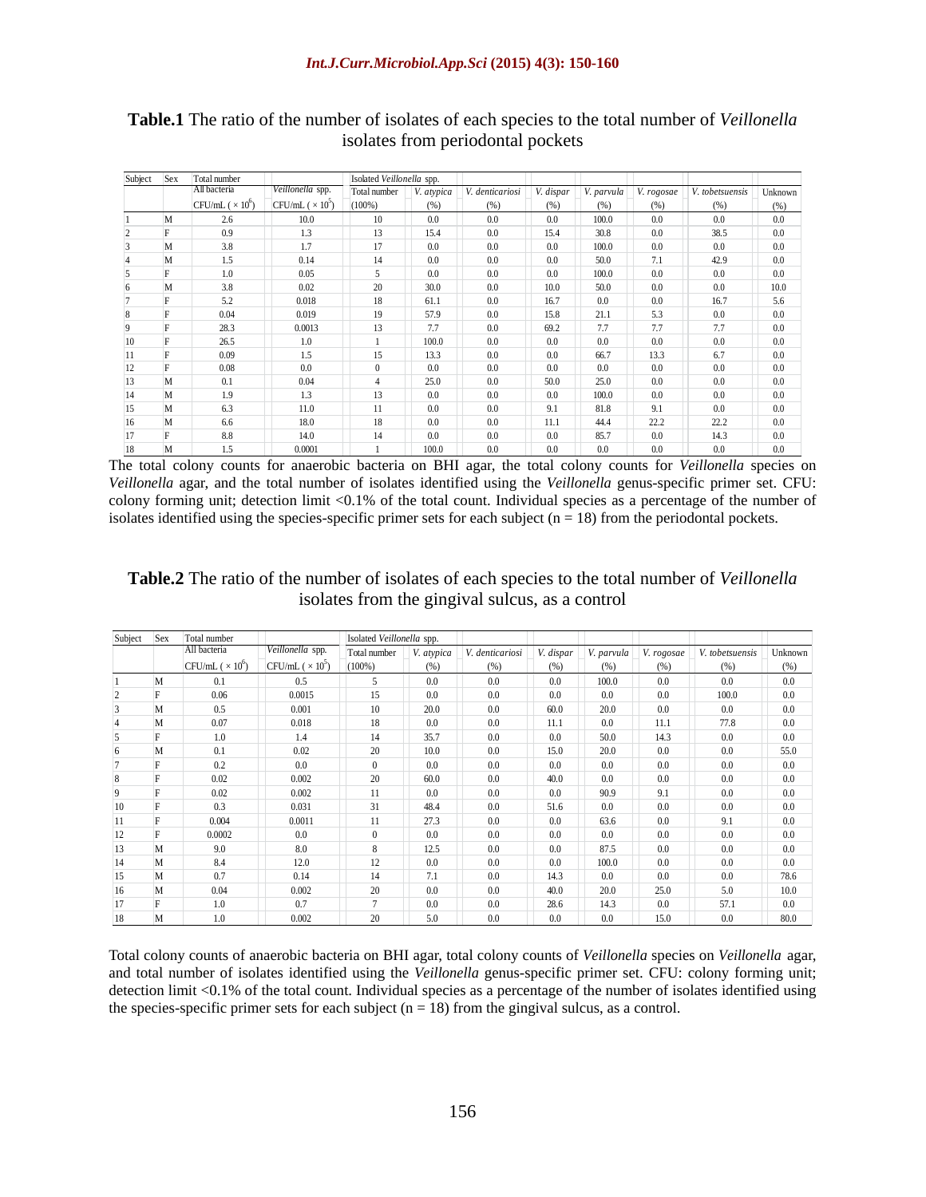**Table.1** The ratio of the number of isolates of each species to the total number of *Veillonella* isolates from periodontal pockets

| Subject | Sex | Total number | | Isolated *Veillonella* spp. | | | | | | | |
|---|---|---|---|---|---|---|---|---|---|---|---|
| | | All bacteria | *Veillonella* spp. | Total number | *V. atypica* | *V. denticariosi* | *V. dispar* | *V. parvula* | *V. rogosae* | *V. tobetsuensis* | Unknown |
| | | CFU/mL ( $\times 10^6$) | CFU/mL ( $\times 10^5$) | (100%) | (%) | (%) | (%) | (%) | (%) | (%) | (%) |
| 1 | M | 2.6 | 10.0 | 10 | 0.0 | 0.0 | 0.0 | 100.0 | 0.0 | 0.0 | 0.0 |
| 2 | F | 0.9 | 1.3 | 13 | 15.4 | 0.0 | 15.4 | 30.8 | 0.0 | 38.5 | 0.0 |
| 3 | M | 3.8 | 1.7 | 17 | 0.0 | 0.0 | 0.0 | 100.0 | 0.0 | 0.0 | 0.0 |
| 4 | M | 1.5 | 0.14 | 14 | 0.0 | 0.0 | 0.0 | 50.0 | 7.1 | 42.9 | 0.0 |
| 5 | F | 1.0 | 0.05 | 5 | 0.0 | 0.0 | 0.0 | 100.0 | 0.0 | 0.0 | 0.0 |
| 6 | M | 3.8 | 0.02 | 20 | 30.0 | 0.0 | 10.0 | 50.0 | 0.0 | 0.0 | 10.0 |
| 7 | F | 5.2 | 0.018 | 18 | 61.1 | 0.0 | 16.7 | 0.0 | 0.0 | 16.7 | 5.6 |
| 8 | F | 0.04 | 0.019 | 19 | 57.9 | 0.0 | 15.8 | 21.1 | 5.3 | 0.0 | 0.0 |
| 9 | F | 28.3 | 0.0013 | 13 | 7.7 | 0.0 | 69.2 | 7.7 | 7.7 | 7.7 | 0.0 |
| 10 | F | 26.5 | 1.0 | 1 | 100.0 | 0.0 | 0.0 | 0.0 | 0.0 | 0.0 | 0.0 |
| 11 | F | 0.09 | 1.5 | 15 | 13.3 | 0.0 | 0.0 | 66.7 | 13.3 | 6.7 | 0.0 |
| 12 | F | 0.08 | 0.0 | 0 | 0.0 | 0.0 | 0.0 | 0.0 | 0.0 | 0.0 | 0.0 |
| 13 | M | 0.1 | 0.04 | 4 | 25.0 | 0.0 | 50.0 | 25.0 | 0.0 | 0.0 | 0.0 |
| 14 | M | 1.9 | 1.3 | 13 | 0.0 | 0.0 | 0.0 | 100.0 | 0.0 | 0.0 | 0.0 |
| 15 | M | 6.3 | 11.0 | 11 | 0.0 | 0.0 | 9.1 | 81.8 | 9.1 | 0.0 | 0.0 |
| 16 | M | 6.6 | 18.0 | 18 | 0.0 | 0.0 | 11.1 | 44.4 | 22.2 | 22.2 | 0.0 |
| 17 | F | 8.8 | 14.0 | 14 | 0.0 | 0.0 | 0.0 | 85.7 | 0.0 | 14.3 | 0.0 |
| 18 | M | 1.5 | 0.0001 | 1 | 100.0 | 0.0 | 0.0 | 0.0 | 0.0 | 0.0 | 0.0 |

The total colony counts for anaerobic bacteria on BHI agar, the total colony counts for *Veillonella* species on *Veillonella* agar, and the total number of isolates identified using the *Veillonella* genus-specific primer set. CFU: colony forming unit; detection limit <0.1% of the total count. Individual species as a percentage of the number of isolates identified using the species-specific primer sets for each subject (n = 18) from the periodontal pockets.

**Table.2** The ratio of the number of isolates of each species to the total number of *Veillonella* isolates from the gingival sulcus, as a control

| Subject | Sex | Total number | | Isolated *Veillonella* spp. | | | | | | | |
|---|---|---|---|---|---|---|---|---|---|---|---|
| | | All bacteria | *Veillonella* spp. | Total number | *V. atypica* | *V. denticariosi* | *V. dispar* | *V. parvula* | *V. rogosae* | *V. tobetsuensis* | Unknown |
| | | CFU/mL ( $\times 10^6$) | CFU/mL ( $\times 10^5$) | (100%) | (%) | (%) | (%) | (%) | (%) | (%) | (%) |
| 1 | M | 0.1 | 0.5 | 5 | 0.0 | 0.0 | 0.0 | 100.0 | 0.0 | 0.0 | 0.0 |
| 2 | F | 0.06 | 0.0015 | 15 | 0.0 | 0.0 | 0.0 | 0.0 | 0.0 | 100.0 | 0.0 |
| 3 | M | 0.5 | 0.001 | 10 | 20.0 | 0.0 | 60.0 | 20.0 | 0.0 | 0.0 | 0.0 |
| 4 | M | 0.07 | 0.018 | 18 | 0.0 | 0.0 | 11.1 | 0.0 | 11.1 | 77.8 | 0.0 |
| 5 | F | 1.0 | 1.4 | 14 | 35.7 | 0.0 | 0.0 | 50.0 | 14.3 | 0.0 | 0.0 |
| 6 | M | 0.1 | 0.02 | 20 | 10.0 | 0.0 | 15.0 | 20.0 | 0.0 | 0.0 | 55.0 |
| 7 | F | 0.2 | 0.0 | 0 | 0.0 | 0.0 | 0.0 | 0.0 | 0.0 | 0.0 | 0.0 |
| 8 | F | 0.02 | 0.002 | 20 | 60.0 | 0.0 | 40.0 | 0.0 | 0.0 | 0.0 | 0.0 |
| 9 | F | 0.02 | 0.002 | 11 | 0.0 | 0.0 | 0.0 | 90.9 | 9.1 | 0.0 | 0.0 |
| 10 | F | 0.3 | 0.031 | 31 | 48.4 | 0.0 | 51.6 | 0.0 | 0.0 | 0.0 | 0.0 |
| 11 | F | 0.004 | 0.0011 | 11 | 27.3 | 0.0 | 0.0 | 63.6 | 0.0 | 9.1 | 0.0 |
| 12 | F | 0.0002 | 0.0 | 0 | 0.0 | 0.0 | 0.0 | 0.0 | 0.0 | 0.0 | 0.0 |
| 13 | M | 9.0 | 8.0 | 8 | 12.5 | 0.0 | 0.0 | 87.5 | 0.0 | 0.0 | 0.0 |
| 14 | M | 8.4 | 12.0 | 12 | 0.0 | 0.0 | 0.0 | 100.0 | 0.0 | 0.0 | 0.0 |
| 15 | M | 0.7 | 0.14 | 14 | 7.1 | 0.0 | 14.3 | 0.0 | 0.0 | 0.0 | 78.6 |
| 16 | M | 0.04 | 0.002 | 20 | 0.0 | 0.0 | 40.0 | 20.0 | 25.0 | 5.0 | 10.0 |
| 17 | F | 1.0 | 0.7 | 7 | 0.0 | 0.0 | 28.6 | 14.3 | 0.0 | 57.1 | 0.0 |
| 18 | M | 1.0 | 0.002 | 20 | 5.0 | 0.0 | 0.0 | 0.0 | 15.0 | 0.0 | 80.0 |

Total colony counts of anaerobic bacteria on BHI agar, total colony counts of *Veillonella* species on *Veillonella* agar, and total number of isolates identified using the *Veillonella* genus-specific primer set. CFU: colony forming unit; detection limit <0.1% of the total count. Individual species as a percentage of the number of isolates identified using the species-specific primer sets for each subject (n = 18) from the gingival sulcus, as a control.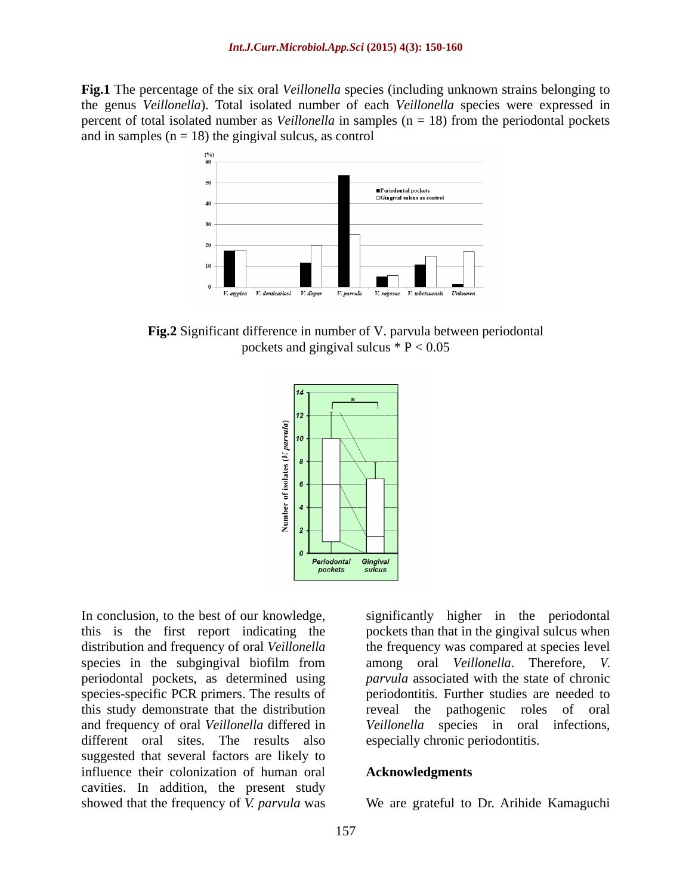**Fig.1** The percentage of the six oral *Veillonella* species (including unknown strains belonging to the genus *Veillonella*). Total isolated number of each *Veillonella* species were expressed in percent of total isolated number as *Veillonella* in samples (n = 18) from the periodontal pockets and in samples (n = 18) the gingival sulcus, as control

**Fig.2** Significant difference in number of V. parvula between periodontal pockets and gingival sulcus * P < 0.05

In conclusion, to the best of our knowledge, this is the first report indicating the distribution and frequency of oral *Veillonella* species in the subgingival biofilm from periodontal pockets, as determined using species-specific PCR primers. The results of this study demonstrate that the distribution and frequency of oral *Veillonella* differed in different oral sites. The results also suggested that several factors are likely to influence their colonization of human oral cavities. In addition, the present study showed that the frequency of *V. parvula* was significantly higher in the periodontal pockets than that in the gingival sulcus when the frequency was compared at species level among oral *Veillonella*. Therefore, *V. parvula* associated with the state of chronic periodontitis. Further studies are needed to reveal the pathogenic roles of oral *Veillonella* species in oral infections, especially chronic periodontitis.

## Acknowledgments

We are grateful to Dr. Arihide Kamaguchi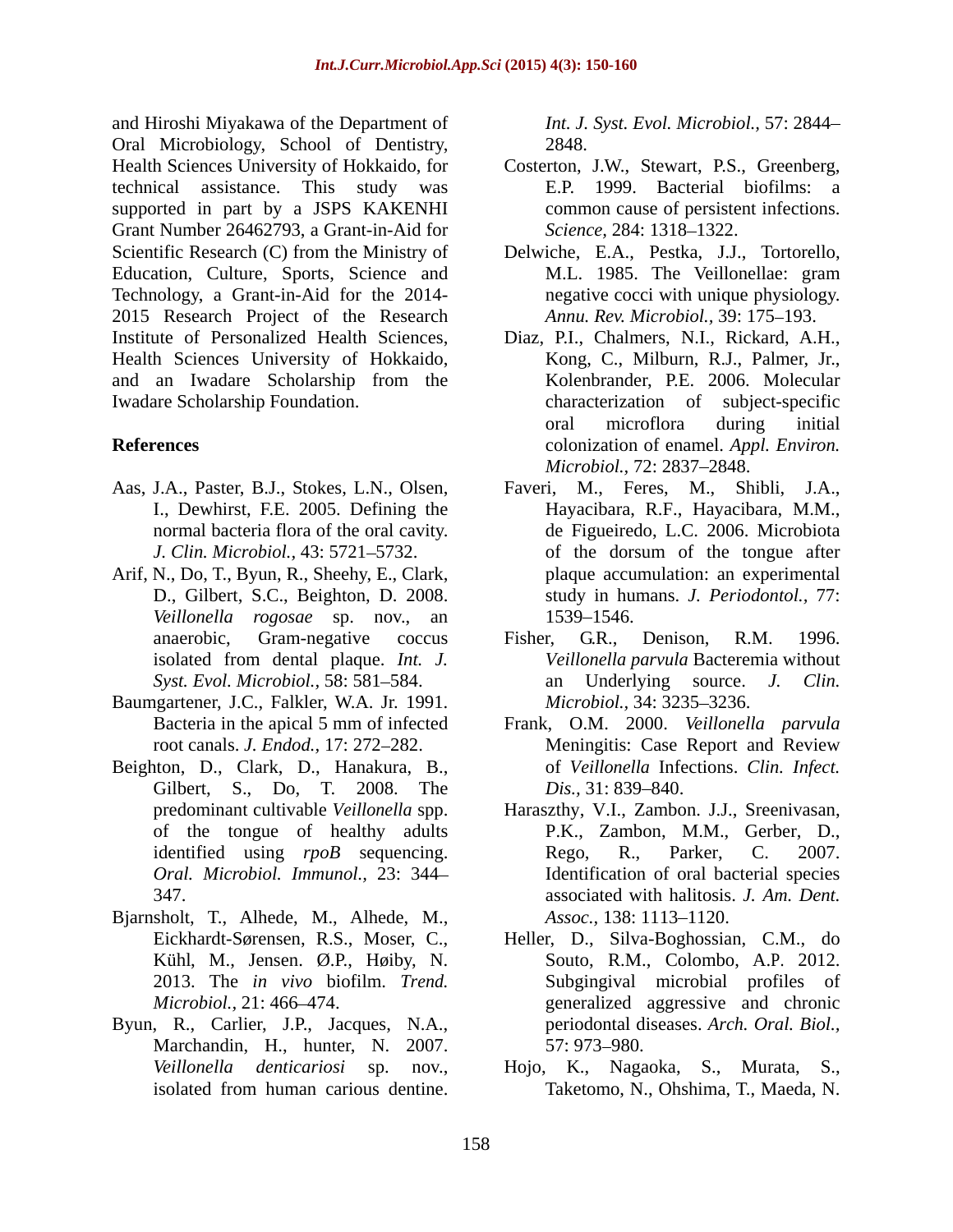and Hiroshi Miyakawa of the Department of Oral Microbiology, School of Dentistry, Health Sciences University of Hokkaido, for technical assistance. This study was supported in part by a JSPS KAKENHI Grant Number 26462793, a Grant-in-Aid for Scientific Research (C) from the Ministry of Education, Culture, Sports, Science and Technology, a Grant-in-Aid for the 2014-2015 Research Project of the Research Institute of Personalized Health Sciences, Health Sciences University of Hokkaido, and an Iwadare Scholarship from the Iwadare Scholarship Foundation.

## References

Aas, J.A., Paster, B.J., Stokes, L.N., Olsen, I., Dewhirst, F.E. 2005. Defining the normal bacteria flora of the oral cavity. *J. Clin. Microbiol.,* 43: 5721–5732.

Arif, N., Do, T., Byun, R., Sheehy, E., Clark, D., Gilbert, S.C., Beighton, D. 2008. *Veillonella rogosae* sp. nov., an anaerobic, Gram-negative coccus isolated from dental plaque. *Int. J. Syst. Evol. Microbiol.,* 58: 581–584.

Baumgartener, J.C., Falkler, W.A. Jr. 1991. Bacteria in the apical 5 mm of infected root canals. *J. Endod.,* 17: 272–282.

Beighton, D., Clark, D., Hanakura, B., Gilbert, S., Do, T. 2008. The predominant cultivable *Veillonella* spp. of the tongue of healthy adults identified using *rpoB* sequencing. *Oral. Microbiol. Immunol.,* 23: 344–347.

Bjarnsholt, T., Alhede, M., Alhede, M., Eickhardt-Sørensen, R.S., Moser, C., Kühl, M., Jensen. Ø.P., Høiby, N. 2013. The *in vivo* biofilm. *Trend. Microbiol.,* 21: 466–474.

Byun, R., Carlier, J.P., Jacques, N.A., Marchandin, H., hunter, N. 2007. *Veillonella denticariosi* sp. nov., isolated from human carious dentine. *Int. J. Syst. Evol. Microbiol.,* 57: 2844–2848.

Costerton, J.W., Stewart, P.S., Greenberg, E.P. 1999. Bacterial biofilms: a common cause of persistent infections. *Science,* 284: 1318–1322.

Delwiche, E.A., Pestka, J.J., Tortorello, M.L. 1985. The Veillonellae: gram negative cocci with unique physiology. *Annu. Rev. Microbiol.,* 39: 175–193.

Diaz, P.I., Chalmers, N.I., Rickard, A.H., Kong, C., Milburn, R.J., Palmer, Jr., Kolenbrander, P.E. 2006. Molecular characterization of subject-specific oral microflora during initial colonization of enamel. *Appl. Environ. Microbiol.,* 72: 2837–2848.

Faveri, M., Feres, M., Shibli, J.A., Hayacibara, R.F., Hayacibara, M.M., de Figueiredo, L.C. 2006. Microbiota of the dorsum of the tongue after plaque accumulation: an experimental study in humans. *J. Periodontol.,* 77: 1539–1546.

Fisher, G.R., Denison, R.M. 1996. *Veillonella parvula* Bacteremia without an Underlying source. *J. Clin. Microbiol.,* 34: 3235–3236.

Frank, O.M. 2000. *Veillonella parvula* Meningitis: Case Report and Review of *Veillonella* Infections. *Clin. Infect. Dis.,* 31: 839–840.

Haraszthy, V.I., Zambon. J.J., Sreenivasan, P.K., Zambon, M.M., Gerber, D., Rego, R., Parker, C. 2007. Identification of oral bacterial species associated with halitosis. *J. Am. Dent. Assoc.,* 138: 1113–1120.

Heller, D., Silva-Boghossian, C.M., do Souto, R.M., Colombo, A.P. 2012. Subgingival microbial profiles of generalized aggressive and chronic periodontal diseases. *Arch. Oral. Biol.,* 57: 973–980.

Hojo, K., Nagaoka, S., Murata, S., Taketomo, N., Ohshima, T., Maeda, N.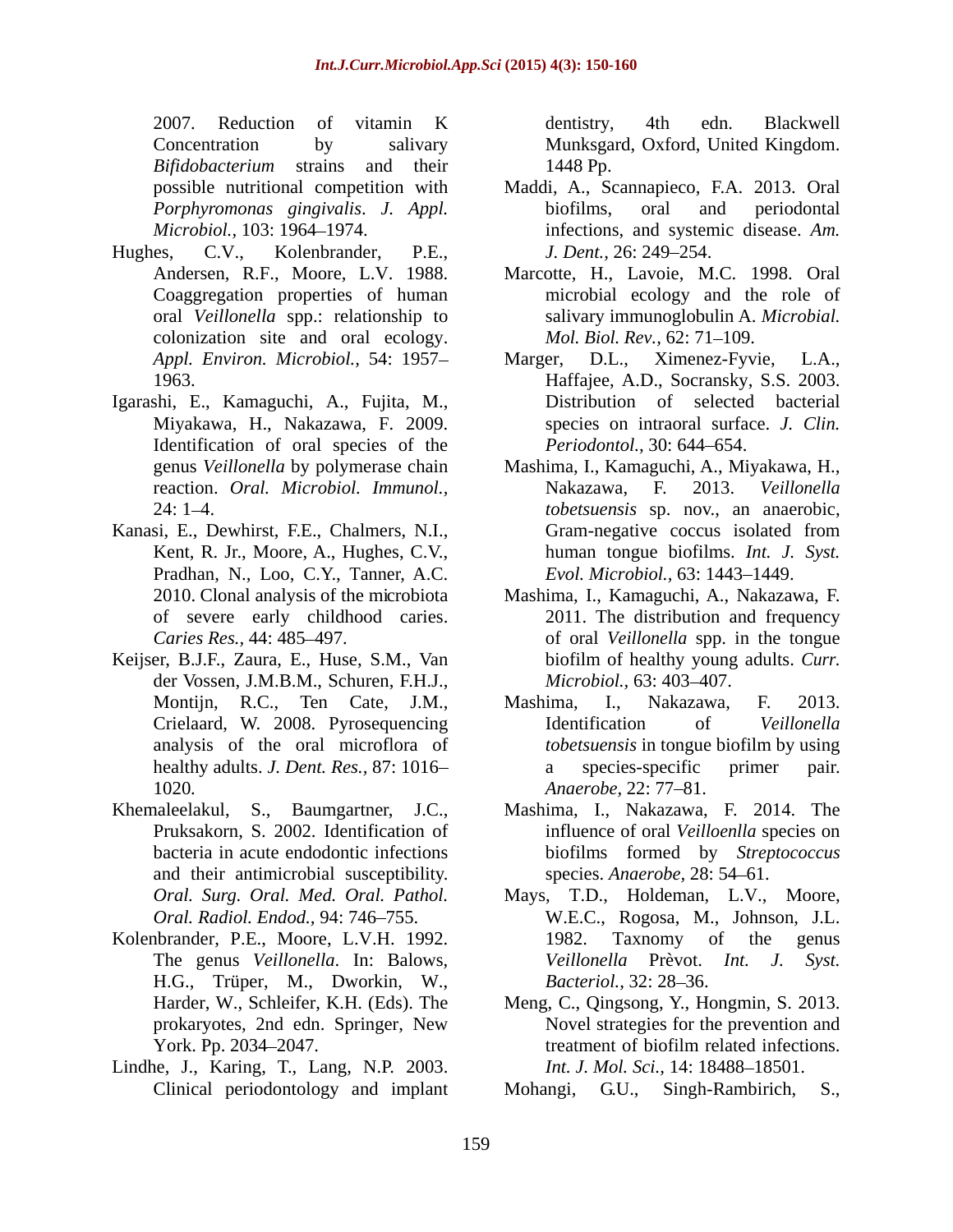2007. Reduction of vitamin K Concentration by salivary *Bifidobacterium* strains and their possible nutritional competition with *Porphyromonas gingivalis*. *J. Appl. Microbiol.,* 103: 1964–1974.

Hughes, C.V., Kolenbrander, P.E., Andersen, R.F., Moore, L.V. 1988. Coaggregation properties of human oral *Veillonella* spp.: relationship to colonization site and oral ecology. *Appl. Environ. Microbiol.,* 54: 1957–1963.

Igarashi, E., Kamaguchi, A., Fujita, M., Miyakawa, H., Nakazawa, F. 2009. Identification of oral species of the genus *Veillonella* by polymerase chain reaction. *Oral. Microbiol. Immunol.,* 24: 1–4.

Kanasi, E., Dewhirst, F.E., Chalmers, N.I., Kent, R. Jr., Moore, A., Hughes, C.V., Pradhan, N., Loo, C.Y., Tanner, A.C. 2010. Clonal analysis of the microbiota of severe early childhood caries. *Caries Res.,* 44: 485–497.

Keijser, B.J.F., Zaura, E., Huse, S.M., Van der Vossen, J.M.B.M., Schuren, F.H.J., Montijn, R.C., Ten Cate, J.M., Crielaard, W. 2008. Pyrosequencing analysis of the oral microflora of healthy adults. *J. Dent. Res.,* 87: 1016–1020.

Khemaleelakul, S., Baumgartner, J.C., Pruksakorn, S. 2002. Identification of bacteria in acute endodontic infections and their antimicrobial susceptibility. *Oral. Surg. Oral. Med. Oral. Pathol. Oral. Radiol. Endod.,* 94: 746–755.

Kolenbrander, P.E., Moore, L.V.H. 1992. The genus *Veillonella*. In: Balows, H.G., Trüper, M., Dworkin, W., Harder, W., Schleifer, K.H. (Eds). The prokaryotes, 2nd edn. Springer, New York. Pp. 2034–2047.

Lindhe, J., Karing, T., Lang, N.P. 2003. Clinical periodontology and implant dentistry, 4th edn. Blackwell Munksgard, Oxford, United Kingdom. 1448 Pp.

Maddi, A., Scannapieco, F.A. 2013. Oral biofilms, oral and periodontal infections, and systemic disease. *Am. J. Dent.,* 26: 249–254.

Marcotte, H., Lavoie, M.C. 1998. Oral microbial ecology and the role of salivary immunoglobulin A. *Microbial. Mol. Biol. Rev.,* 62: 71–109.

Marger, D.L., Ximenez-Fyvie, L.A., Haffajee, A.D., Socransky, S.S. 2003. Distribution of selected bacterial species on intraoral surface. *J. Clin. Periodontol.,* 30: 644–654.

Mashima, I., Kamaguchi, A., Miyakawa, H., Nakazawa, F. 2013. *Veillonella tobetsuensis* sp. nov., an anaerobic, Gram-negative coccus isolated from human tongue biofilms. *Int. J. Syst. Evol. Microbiol.,* 63: 1443–1449.

Mashima, I., Kamaguchi, A., Nakazawa, F. 2011. The distribution and frequency of oral *Veillonella* spp. in the tongue biofilm of healthy young adults. *Curr. Microbiol.,* 63: 403–407.

Mashima, I., Nakazawa, F. 2013. Identification of *Veillonella tobetsuensis* in tongue biofilm by using a species-specific primer pair. *Anaerobe,* 22: 77–81.

Mashima, I., Nakazawa, F. 2014. The influence of oral *Veilloenlla* species on biofilms formed by *Streptococcus* species. *Anaerobe,* 28: 54–61.

Mays, T.D., Holdeman, L.V., Moore, W.E.C., Rogosa, M., Johnson, J.L. 1982. Taxnomy of the genus *Veillonella* Prèvot. *Int. J. Syst. Bacteriol.,* 32: 28–36.

Meng, C., Qingsong, Y., Hongmin, S. 2013. Novel strategies for the prevention and treatment of biofilm related infections. *Int. J. Mol. Sci.,* 14: 18488–18501.

Mohangi, G.U., Singh-Rambirich, S.,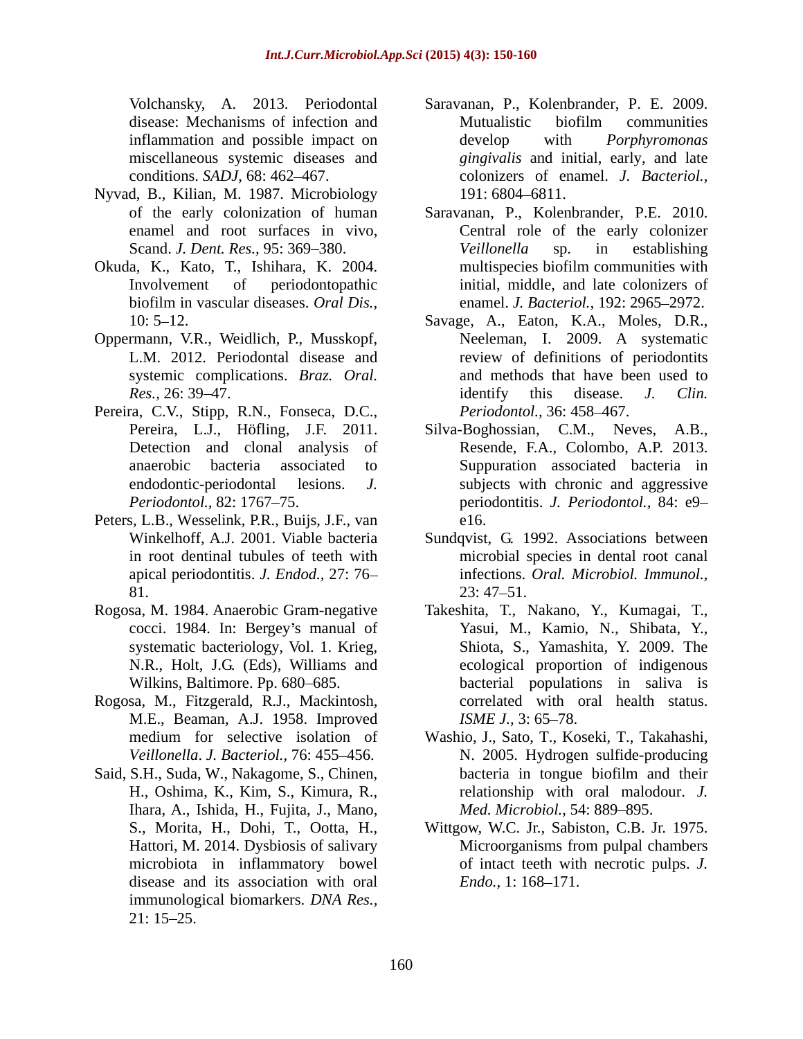Volchansky, A. 2013. Periodontal disease: Mechanisms of infection and inflammation and possible impact on miscellaneous systemic diseases and conditions. *SADJ*, 68: 462–467.

Nyvad, B., Kilian, M. 1987. Microbiology of the early colonization of human enamel and root surfaces in vivo, Scand. *J. Dent. Res.,* 95: 369–380.

Okuda, K., Kato, T., Ishihara, K. 2004. Involvement of periodontopathic biofilm in vascular diseases. *Oral Dis.,* 10: 5–12.

Oppermann, V.R., Weidlich, P., Musskopf, L.M. 2012. Periodontal disease and systemic complications. *Braz. Oral. Res.,* 26: 39–47.

Pereira, C.V., Stipp, R.N., Fonseca, D.C., Pereira, L.J., Höfling, J.F. 2011. Detection and clonal analysis of anaerobic bacteria associated to endodontic-periodontal lesions. *J. Periodontol.,* 82: 1767–75.

Peters, L.B., Wesselink, P.R., Buijs, J.F., van Winkelhoff, A.J. 2001. Viable bacteria in root dentinal tubules of teeth with apical periodontitis. *J. Endod.,* 27: 76–81.

Rogosa, M. 1984. Anaerobic Gram-negative cocci. 1984. In: Bergey's manual of systematic bacteriology, Vol. 1. Krieg, N.R., Holt, J.G. (Eds), Williams and Wilkins, Baltimore. Pp. 680–685.

Rogosa, M., Fitzgerald, R.J., Mackintosh, M.E., Beaman, A.J. 1958. Improved medium for selective isolation of *Veillonella*. *J. Bacteriol.,* 76: 455–456.

Said, S.H., Suda, W., Nakagome, S., Chinen, H., Oshima, K., Kim, S., Kimura, R., Ihara, A., Ishida, H., Fujita, J., Mano, S., Morita, H., Dohi, T., Ootta, H., Hattori, M. 2014. Dysbiosis of salivary microbiota in inflammatory bowel disease and its association with oral immunological biomarkers. *DNA Res.,* 21: 15–25.

Saravanan, P., Kolenbrander, P. E. 2009. Mutualistic biofilm communities develop with *Porphyromonas gingivalis* and initial, early, and late colonizers of enamel. *J. Bacteriol.,* 191: 6804–6811.

Saravanan, P., Kolenbrander, P.E. 2010. Central role of the early colonizer *Veillonella* sp. in establishing multispecies biofilm communities with initial, middle, and late colonizers of enamel. *J. Bacteriol.,* 192: 2965–2972.

Savage, A., Eaton, K.A., Moles, D.R., Neeleman, I. 2009. A systematic review of definitions of periodontits and methods that have been used to identify this disease. *J. Clin. Periodontol.,* 36: 458–467.

Silva-Boghossian, C.M., Neves, A.B., Resende, F.A., Colombo, A.P. 2013. Suppuration associated bacteria in subjects with chronic and aggressive periodontitis. *J. Periodontol.,* 84: e9–e16.

Sundqvist, G. 1992. Associations between microbial species in dental root canal infections. *Oral. Microbiol. Immunol.,* 23: 47–51.

Takeshita, T., Nakano, Y., Kumagai, T., Yasui, M., Kamio, N., Shibata, Y., Shiota, S., Yamashita, Y. 2009. The ecological proportion of indigenous bacterial populations in saliva is correlated with oral health status. *ISME J.,* 3: 65–78.

Washio, J., Sato, T., Koseki, T., Takahashi, N. 2005. Hydrogen sulfide-producing bacteria in tongue biofilm and their relationship with oral malodour. *J. Med. Microbiol.,* 54: 889–895.

Wittgow, W.C. Jr., Sabiston, C.B. Jr. 1975. Microorganisms from pulpal chambers of intact teeth with necrotic pulps. *J. Endo.,* 1: 168–171.